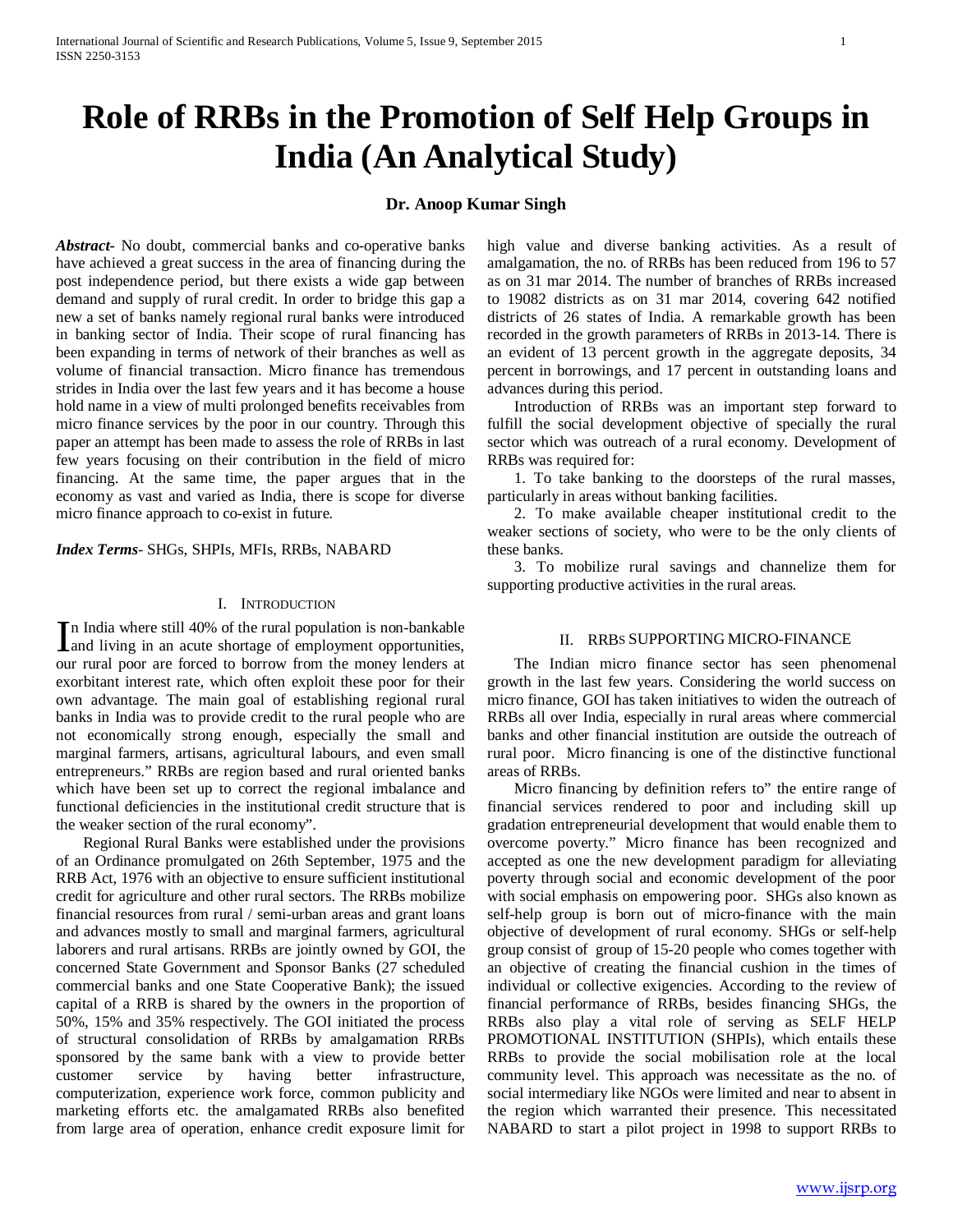# Role of RRBs in the Promotion of Self Help Groups in India (An Analytical Study)

**Dr. Anoop Kumar Singh**

***Abstract*-** No doubt, commercial banks and co-operative banks have achieved a great success in the area of financing during the post independence period, but there exists a wide gap between demand and supply of rural credit. In order to bridge this gap a new a set of banks namely regional rural banks were introduced in banking sector of India. Their scope of rural financing has been expanding in terms of network of their branches as well as volume of financial transaction. Micro finance has tremendous strides in India over the last few years and it has become a house hold name in a view of multi prolonged benefits receivables from micro finance services by the poor in our country. Through this paper an attempt has been made to assess the role of RRBs in last few years focusing on their contribution in the field of micro financing. At the same time, the paper argues that in the economy as vast and varied as India, there is scope for diverse micro finance approach to co-exist in future.

***Index Terms*-** SHGs, SHPIs, MFIs, RRBs, NABARD

## I. Introduction

In India where still 40% of the rural population is non-bankable and living in an acute shortage of employment opportunities, our rural poor are forced to borrow from the money lenders at exorbitant interest rate, which often exploit these poor for their own advantage. The main goal of establishing regional rural banks in India was to provide credit to the rural people who are not economically strong enough, especially the small and marginal farmers, artisans, agricultural labours, and even small entrepreneurs." RRBs are region based and rural oriented banks which have been set up to correct the regional imbalance and functional deficiencies in the institutional credit structure that is the weaker section of the rural economy".

Regional Rural Banks were established under the provisions of an Ordinance promulgated on 26th September, 1975 and the RRB Act, 1976 with an objective to ensure sufficient institutional credit for agriculture and other rural sectors. The RRBs mobilize financial resources from rural / semi-urban areas and grant loans and advances mostly to small and marginal farmers, agricultural laborers and rural artisans. RRBs are jointly owned by GOI, the concerned State Government and Sponsor Banks (27 scheduled commercial banks and one State Cooperative Bank); the issued capital of a RRB is shared by the owners in the proportion of 50%, 15% and 35% respectively. The GOI initiated the process of structural consolidation of RRBs by amalgamation RRBs sponsored by the same bank with a view to provide better customer service by having better infrastructure, computerization, experience work force, common publicity and marketing efforts etc. the amalgamated RRBs also benefited from large area of operation, enhance credit exposure limit for high value and diverse banking activities. As a result of amalgamation, the no. of RRBs has been reduced from 196 to 57 as on 31 mar 2014. The number of branches of RRBs increased to 19082 districts as on 31 mar 2014, covering 642 notified districts of 26 states of India. A remarkable growth has been recorded in the growth parameters of RRBs in 2013-14. There is an evident of 13 percent growth in the aggregate deposits, 34 percent in borrowings, and 17 percent in outstanding loans and advances during this period.

Introduction of RRBs was an important step forward to fulfill the social development objective of specially the rural sector which was outreach of a rural economy. Development of RRBs was required for:

1. To take banking to the doorsteps of the rural masses, particularly in areas without banking facilities.
2. To make available cheaper institutional credit to the weaker sections of society, who were to be the only clients of these banks.
3. To mobilize rural savings and channelize them for supporting productive activities in the rural areas.

## II. RRBs Supporting Micro-Finance

The Indian micro finance sector has seen phenomenal growth in the last few years. Considering the world success on micro finance, GOI has taken initiatives to widen the outreach of RRBs all over India, especially in rural areas where commercial banks and other financial institution are outside the outreach of rural poor. Micro financing is one of the distinctive functional areas of RRBs.

Micro financing by definition refers to" the entire range of financial services rendered to poor and including skill up gradation entrepreneurial development that would enable them to overcome poverty." Micro finance has been recognized and accepted as one the new development paradigm for alleviating poverty through social and economic development of the poor with social emphasis on empowering poor. SHGs also known as self-help group is born out of micro-finance with the main objective of development of rural economy. SHGs or self-help group consist of group of 15-20 people who comes together with an objective of creating the financial cushion in the times of individual or collective exigencies. According to the review of financial performance of RRBs, besides financing SHGs, the RRBs also play a vital role of serving as SELF HELP PROMOTIONAL INSTITUTION (SHPIs), which entails these RRBs to provide the social mobilisation role at the local community level. This approach was necessitate as the no. of social intermediary like NGOs were limited and near to absent in the region which warranted their presence. This necessitated NABARD to start a pilot project in 1998 to support RRBs to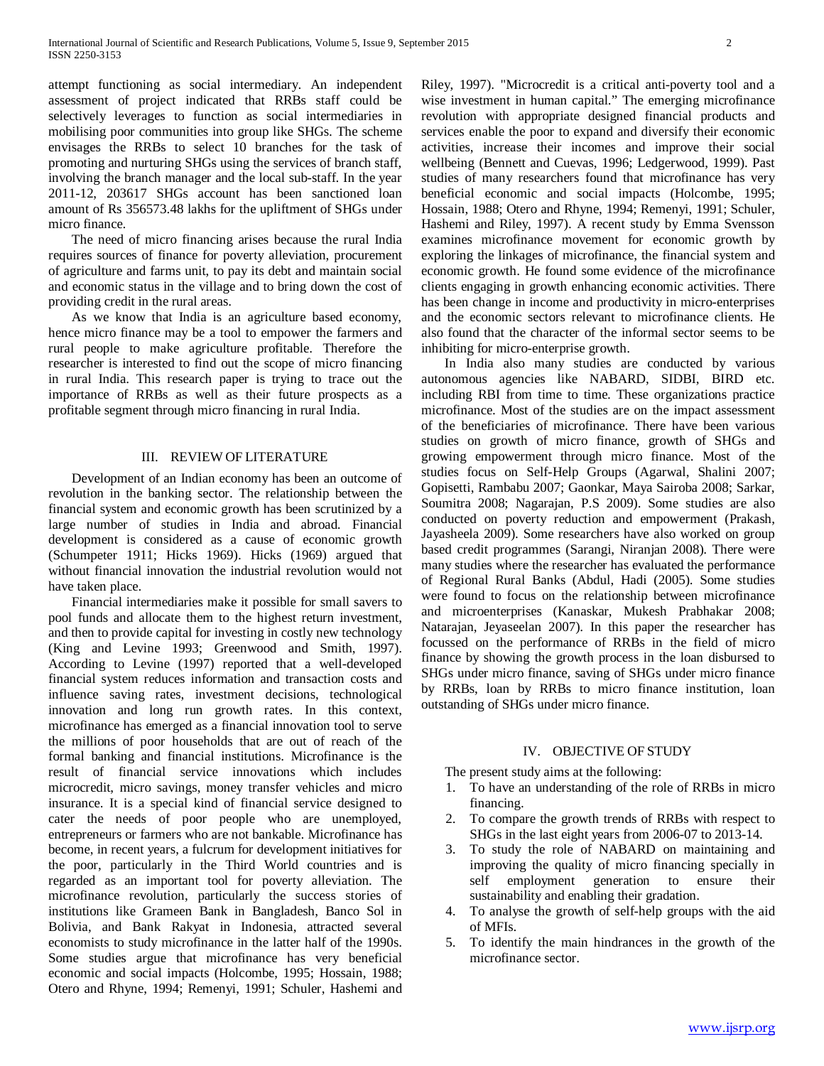attempt functioning as social intermediary. An independent assessment of project indicated that RRBs staff could be selectively leverages to function as social intermediaries in mobilising poor communities into group like SHGs. The scheme envisages the RRBs to select 10 branches for the task of promoting and nurturing SHGs using the services of branch staff, involving the branch manager and the local sub-staff. In the year 2011-12, 203617 SHGs account has been sanctioned loan amount of Rs 356573.48 lakhs for the upliftment of SHGs under micro finance.

The need of micro financing arises because the rural India requires sources of finance for poverty alleviation, procurement of agriculture and farms unit, to pay its debt and maintain social and economic status in the village and to bring down the cost of providing credit in the rural areas.

As we know that India is an agriculture based economy, hence micro finance may be a tool to empower the farmers and rural people to make agriculture profitable. Therefore the researcher is interested to find out the scope of micro financing in rural India. This research paper is trying to trace out the importance of RRBs as well as their future prospects as a profitable segment through micro financing in rural India.

## III. REVIEW OF LITERATURE

Development of an Indian economy has been an outcome of revolution in the banking sector. The relationship between the financial system and economic growth has been scrutinized by a large number of studies in India and abroad. Financial development is considered as a cause of economic growth (Schumpeter 1911; Hicks 1969). Hicks (1969) argued that without financial innovation the industrial revolution would not have taken place.

Financial intermediaries make it possible for small savers to pool funds and allocate them to the highest return investment, and then to provide capital for investing in costly new technology (King and Levine 1993; Greenwood and Smith, 1997). According to Levine (1997) reported that a well-developed financial system reduces information and transaction costs and influence saving rates, investment decisions, technological innovation and long run growth rates. In this context, microfinance has emerged as a financial innovation tool to serve the millions of poor households that are out of reach of the formal banking and financial institutions. Microfinance is the result of financial service innovations which includes microcredit, micro savings, money transfer vehicles and micro insurance. It is a special kind of financial service designed to cater the needs of poor people who are unemployed, entrepreneurs or farmers who are not bankable. Microfinance has become, in recent years, a fulcrum for development initiatives for the poor, particularly in the Third World countries and is regarded as an important tool for poverty alleviation. The microfinance revolution, particularly the success stories of institutions like Grameen Bank in Bangladesh, Banco Sol in Bolivia, and Bank Rakyat in Indonesia, attracted several economists to study microfinance in the latter half of the 1990s. Some studies argue that microfinance has very beneficial economic and social impacts (Holcombe, 1995; Hossain, 1988; Otero and Rhyne, 1994; Remenyi, 1991; Schuler, Hashemi and Riley, 1997). "Microcredit is a critical anti-poverty tool and a wise investment in human capital." The emerging microfinance revolution with appropriate designed financial products and services enable the poor to expand and diversify their economic activities, increase their incomes and improve their social wellbeing (Bennett and Cuevas, 1996; Ledgerwood, 1999). Past studies of many researchers found that microfinance has very beneficial economic and social impacts (Holcombe, 1995; Hossain, 1988; Otero and Rhyne, 1994; Remenyi, 1991; Schuler, Hashemi and Riley, 1997). A recent study by Emma Svensson examines microfinance movement for economic growth by exploring the linkages of microfinance, the financial system and economic growth. He found some evidence of the microfinance clients engaging in growth enhancing economic activities. There has been change in income and productivity in micro-enterprises and the economic sectors relevant to microfinance clients. He also found that the character of the informal sector seems to be inhibiting for micro-enterprise growth.

In India also many studies are conducted by various autonomous agencies like NABARD, SIDBI, BIRD etc. including RBI from time to time. These organizations practice microfinance. Most of the studies are on the impact assessment of the beneficiaries of microfinance. There have been various studies on growth of micro finance, growth of SHGs and growing empowerment through micro finance. Most of the studies focus on Self-Help Groups (Agarwal, Shalini 2007; Gopisetti, Rambabu 2007; Gaonkar, Maya Sairoba 2008; Sarkar, Soumitra 2008; Nagarajan, P.S 2009). Some studies are also conducted on poverty reduction and empowerment (Prakash, Jayasheela 2009). Some researchers have also worked on group based credit programmes (Sarangi, Niranjan 2008). There were many studies where the researcher has evaluated the performance of Regional Rural Banks (Abdul, Hadi (2005). Some studies were found to focus on the relationship between microfinance and microenterprises (Kanaskar, Mukesh Prabhakar 2008; Natarajan, Jeyaseelan 2007). In this paper the researcher has focussed on the performance of RRBs in the field of micro finance by showing the growth process in the loan disbursed to SHGs under micro finance, saving of SHGs under micro finance by RRBs, loan by RRBs to micro finance institution, loan outstanding of SHGs under micro finance.

## IV. OBJECTIVE OF STUDY

The present study aims at the following:

1. To have an understanding of the role of RRBs in micro financing.
2. To compare the growth trends of RRBs with respect to SHGs in the last eight years from 2006-07 to 2013-14.
3. To study the role of NABARD on maintaining and improving the quality of micro financing specially in self employment generation to ensure their sustainability and enabling their gradation.
4. To analyse the growth of self-help groups with the aid of MFIs.
5. To identify the main hindrances in the growth of the microfinance sector.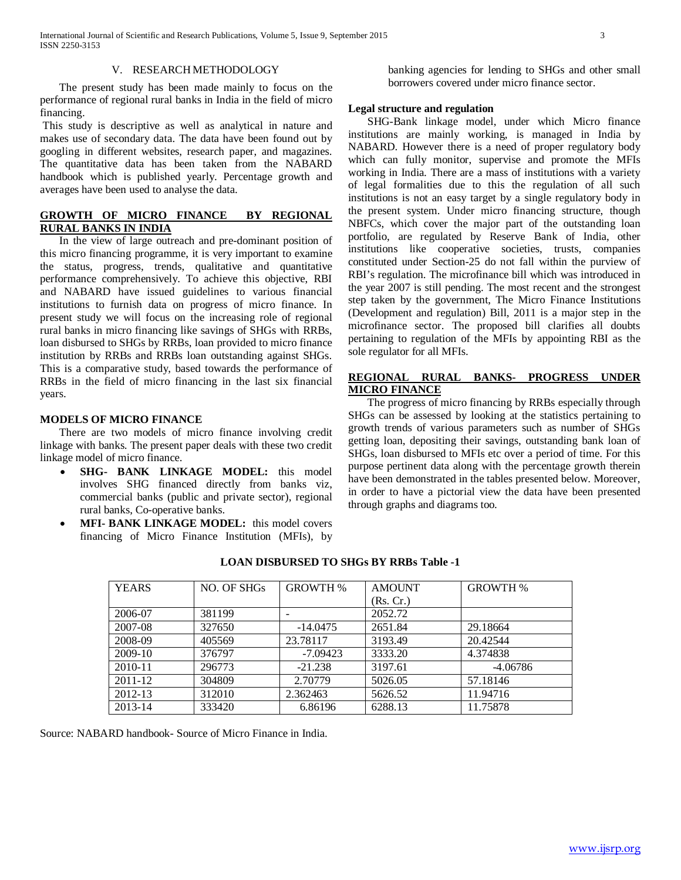## V. RESEARCH METHODOLOGY

The present study has been made mainly to focus on the performance of regional rural banks in India in the field of micro financing.

This study is descriptive as well as analytical in nature and makes use of secondary data. The data have been found out by googling in different websites, research paper, and magazines. The quantitative data has been taken from the NABARD handbook which is published yearly. Percentage growth and averages have been used to analyse the data.

### GROWTH OF MICRO FINANCE BY REGIONAL RURAL BANKS IN INDIA

In the view of large outreach and pre-dominant position of this micro financing programme, it is very important to examine the status, progress, trends, qualitative and quantitative performance comprehensively. To achieve this objective, RBI and NABARD have issued guidelines to various financial institutions to furnish data on progress of micro finance. In present study we will focus on the increasing role of regional rural banks in micro financing like savings of SHGs with RRBs, loan disbursed to SHGs by RRBs, loan provided to micro finance institution by RRBs and RRBs loan outstanding against SHGs. This is a comparative study, based towards the performance of RRBs in the field of micro financing in the last six financial years.

### MODELS OF MICRO FINANCE

There are two models of micro finance involving credit linkage with banks. The present paper deals with these two credit linkage model of micro finance.

- **SHG- BANK LINKAGE MODEL:** this model involves SHG financed directly from banks viz, commercial banks (public and private sector), regional rural banks, Co-operative banks.
- **MFI- BANK LINKAGE MODEL:** this model covers financing of Micro Finance Institution (MFIs), by banking agencies for lending to SHGs and other small borrowers covered under micro finance sector.

### Legal structure and regulation

SHG-Bank linkage model, under which Micro finance institutions are mainly working, is managed in India by NABARD. However there is a need of proper regulatory body which can fully monitor, supervise and promote the MFIs working in India. There are a mass of institutions with a variety of legal formalities due to this the regulation of all such institutions is not an easy target by a single regulatory body in the present system. Under micro financing structure, though NBFCs, which cover the major part of the outstanding loan portfolio, are regulated by Reserve Bank of India, other institutions like cooperative societies, trusts, companies constituted under Section-25 do not fall within the purview of RBI's regulation. The microfinance bill which was introduced in the year 2007 is still pending. The most recent and the strongest step taken by the government, The Micro Finance Institutions (Development and regulation) Bill, 2011 is a major step in the microfinance sector. The proposed bill clarifies all doubts pertaining to regulation of the MFIs by appointing RBI as the sole regulator for all MFIs.

### REGIONAL RURAL BANKS- PROGRESS UNDER MICRO FINANCE

The progress of micro financing by RRBs especially through SHGs can be assessed by looking at the statistics pertaining to growth trends of various parameters such as number of SHGs getting loan, depositing their savings, outstanding bank loan of SHGs, loan disbursed to MFIs etc over a period of time. For this purpose pertinent data along with the percentage growth therein have been demonstrated in the tables presented below. Moreover, in order to have a pictorial view the data have been presented through graphs and diagrams too.

**LOAN DISBURSED TO SHGs BY RRBs Table -1**

| YEARS | NO. OF SHGs | GROWTH % | AMOUNT (Rs. Cr.) | GROWTH % |
|---|---|---|---|---|
| 2006-07 | 381199 | - | 2052.72 | |
| 2007-08 | 327650 | -14.0475 | 2651.84 | 29.18664 |
| 2008-09 | 405569 | 23.78117 | 3193.49 | 20.42544 |
| 2009-10 | 376797 | -7.09423 | 3333.20 | 4.374838 |
| 2010-11 | 296773 | -21.238 | 3197.61 | -4.06786 |
| 2011-12 | 304809 | 2.70779 | 5026.05 | 57.18146 |
| 2012-13 | 312010 | 2.362463 | 5626.52 | 11.94716 |
| 2013-14 | 333420 | 6.86196 | 6288.13 | 11.75878 |

Source: NABARD handbook- Source of Micro Finance in India.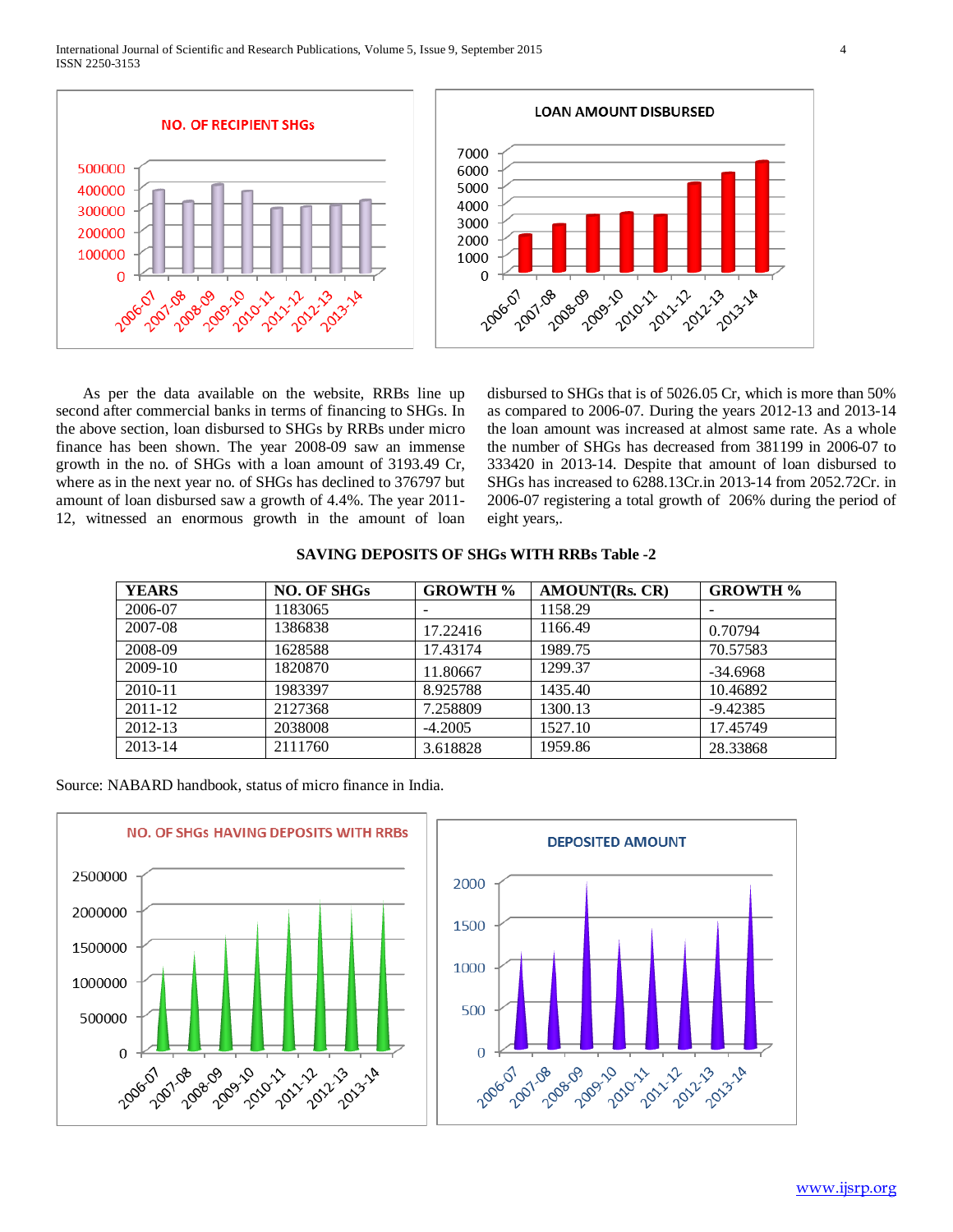As per the data available on the website, RRBs line up second after commercial banks in terms of financing to SHGs. In the above section, loan disbursed to SHGs by RRBs under micro finance has been shown. The year 2008-09 saw an immense growth in the no. of SHGs with a loan amount of 3193.49 Cr, where as in the next year no. of SHGs has declined to 376797 but amount of loan disbursed saw a growth of 4.4%. The year 2011-12, witnessed an enormous growth in the amount of loan disbursed to SHGs that is of 5026.05 Cr, which is more than 50% as compared to 2006-07. During the years 2012-13 and 2013-14 the loan amount was increased at almost same rate. As a whole the number of SHGs has decreased from 381199 in 2006-07 to 333420 in 2013-14. Despite that amount of loan disbursed to SHGs has increased to 6288.13Cr.in 2013-14 from 2052.72Cr. in 2006-07 registering a total growth of 206% during the period of eight years,.

**SAVING DEPOSITS OF SHGs WITH RRBs Table -2**

| YEARS | NO. OF SHGs | GROWTH % | AMOUNT(Rs. CR) | GROWTH % |
|---|---|---|---|---|
| 2006-07 | 1183065 | - | 1158.29 | - |
| 2007-08 | 1386838 | 17.22416 | 1166.49 | 0.70794 |
| 2008-09 | 1628588 | 17.43174 | 1989.75 | 70.57583 |
| 2009-10 | 1820870 | 11.80667 | 1299.37 | -34.6968 |
| 2010-11 | 1983397 | 8.925788 | 1435.40 | 10.46892 |
| 2011-12 | 2127368 | 7.258809 | 1300.13 | -9.42385 |
| 2012-13 | 2038008 | -4.2005 | 1527.10 | 17.45749 |
| 2013-14 | 2111760 | 3.618828 | 1959.86 | 28.33868 |

Source: NABARD handbook, status of micro finance in India.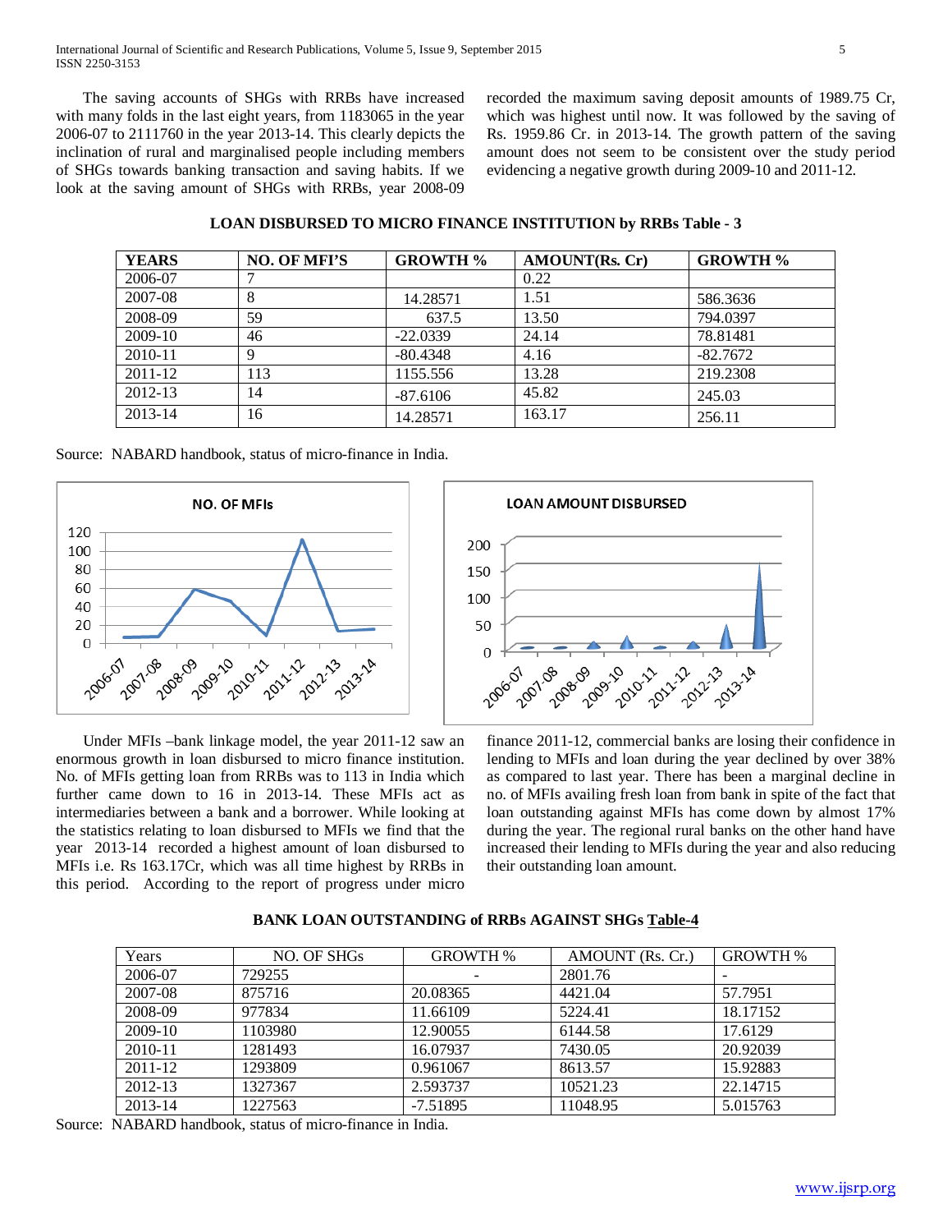The saving accounts of SHGs with RRBs have increased with many folds in the last eight years, from 1183065 in the year 2006-07 to 2111760 in the year 2013-14. This clearly depicts the inclination of rural and marginalised people including members of SHGs towards banking transaction and saving habits. If we look at the saving amount of SHGs with RRBs, year 2008-09 recorded the maximum saving deposit amounts of 1989.75 Cr, which was highest until now. It was followed by the saving of Rs. 1959.86 Cr. in 2013-14. The growth pattern of the saving amount does not seem to be consistent over the study period evidencing a negative growth during 2009-10 and 2011-12.

**LOAN DISBURSED TO MICRO FINANCE INSTITUTION by RRBs Table - 3**

| YEARS | NO. OF MFI'S | GROWTH % | AMOUNT(Rs. Cr) | GROWTH % |
|---|---|---|---|---|
| 2006-07 | 7 | | 0.22 | |
| 2007-08 | 8 | 14.28571 | 1.51 | 586.3636 |
| 2008-09 | 59 | 637.5 | 13.50 | 794.0397 |
| 2009-10 | 46 | -22.0339 | 24.14 | 78.81481 |
| 2010-11 | 9 | -80.4348 | 4.16 | -82.7672 |
| 2011-12 | 113 | 1155.556 | 13.28 | 219.2308 |
| 2012-13 | 14 | -87.6106 | 45.82 | 245.03 |
| 2013-14 | 16 | 14.28571 | 163.17 | 256.11 |

Source: NABARD handbook, status of micro-finance in India.

Under MFIs –bank linkage model, the year 2011-12 saw an enormous growth in loan disbursed to micro finance institution. No. of MFIs getting loan from RRBs was to 113 in India which further came down to 16 in 2013-14. These MFIs act as intermediaries between a bank and a borrower. While looking at the statistics relating to loan disbursed to MFIs we find that the year 2013-14 recorded a highest amount of loan disbursed to MFIs i.e. Rs 163.17Cr, which was all time highest by RRBs in this period. According to the report of progress under micro finance 2011-12, commercial banks are losing their confidence in lending to MFIs and loan during the year declined by over 38% as compared to last year. There has been a marginal decline in no. of MFIs availing fresh loan from bank in spite of the fact that loan outstanding against MFIs has come down by almost 17% during the year. The regional rural banks on the other hand have increased their lending to MFIs during the year and also reducing their outstanding loan amount.

**BANK LOAN OUTSTANDING of RRBs AGAINST SHGs Table-4**

| Years | NO. OF SHGs | GROWTH % | AMOUNT (Rs. Cr.) | GROWTH % |
|---|---|---|---|---|
| 2006-07 | 729255 | - | 2801.76 | - |
| 2007-08 | 875716 | 20.08365 | 4421.04 | 57.7951 |
| 2008-09 | 977834 | 11.66109 | 5224.41 | 18.17152 |
| 2009-10 | 1103980 | 12.90055 | 6144.58 | 17.6129 |
| 2010-11 | 1281493 | 16.07937 | 7430.05 | 20.92039 |
| 2011-12 | 1293809 | 0.961067 | 8613.57 | 15.92883 |
| 2012-13 | 1327367 | 2.593737 | 10521.23 | 22.14715 |
| 2013-14 | 1227563 | -7.51895 | 11048.95 | 5.015763 |

Source: NABARD handbook, status of micro-finance in India.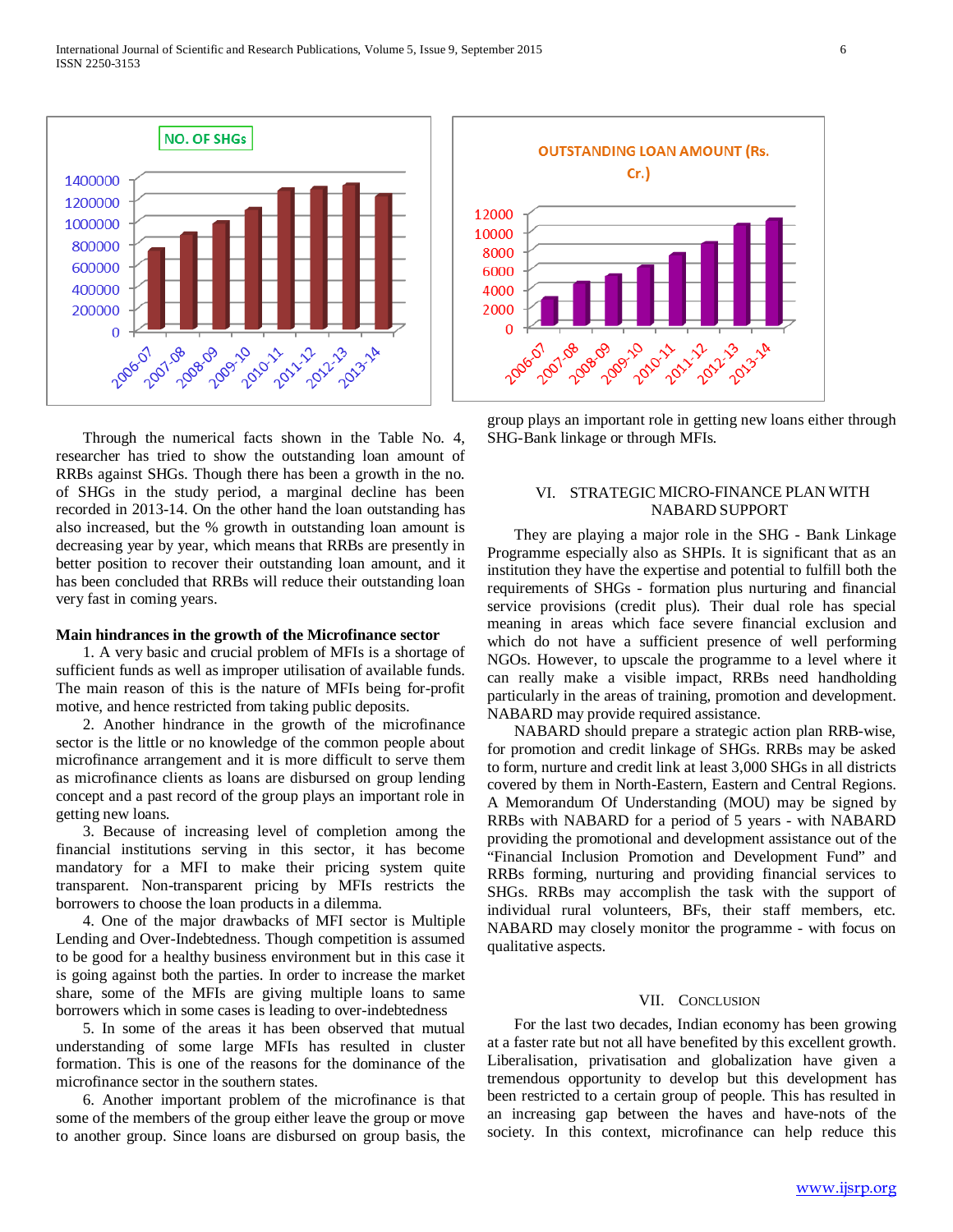Through the numerical facts shown in the Table No. 4, researcher has tried to show the outstanding loan amount of RRBs against SHGs. Though there has been a growth in the no. of SHGs in the study period, a marginal decline has been recorded in 2013-14. On the other hand the loan outstanding has also increased, but the % growth in outstanding loan amount is decreasing year by year, which means that RRBs are presently in better position to recover their outstanding loan amount, and it has been concluded that RRBs will reduce their outstanding loan very fast in coming years.

**Main hindrances in the growth of the Microfinance sector**

1. A very basic and crucial problem of MFIs is a shortage of sufficient funds as well as improper utilisation of available funds. The main reason of this is the nature of MFIs being for-profit motive, and hence restricted from taking public deposits.

2. Another hindrance in the growth of the microfinance sector is the little or no knowledge of the common people about microfinance arrangement and it is more difficult to serve them as microfinance clients as loans are disbursed on group lending concept and a past record of the group plays an important role in getting new loans.

3. Because of increasing level of completion among the financial institutions serving in this sector, it has become mandatory for a MFI to make their pricing system quite transparent. Non-transparent pricing by MFIs restricts the borrowers to choose the loan products in a dilemma.

4. One of the major drawbacks of MFI sector is Multiple Lending and Over-Indebtedness. Though competition is assumed to be good for a healthy business environment but in this case it is going against both the parties. In order to increase the market share, some of the MFIs are giving multiple loans to same borrowers which in some cases is leading to over-indebtedness

5. In some of the areas it has been observed that mutual understanding of some large MFIs has resulted in cluster formation. This is one of the reasons for the dominance of the microfinance sector in the southern states.

6. Another important problem of the microfinance is that some of the members of the group either leave the group or move to another group. Since loans are disbursed on group basis, the group plays an important role in getting new loans either through SHG-Bank linkage or through MFIs.

## VI. Strategic Micro-Finance Plan with NABARD Support

They are playing a major role in the SHG - Bank Linkage Programme especially also as SHPIs. It is significant that as an institution they have the expertise and potential to fulfill both the requirements of SHGs - formation plus nurturing and financial service provisions (credit plus). Their dual role has special meaning in areas which face severe financial exclusion and which do not have a sufficient presence of well performing NGOs. However, to upscale the programme to a level where it can really make a visible impact, RRBs need handholding particularly in the areas of training, promotion and development. NABARD may provide required assistance.

NABARD should prepare a strategic action plan RRB-wise, for promotion and credit linkage of SHGs. RRBs may be asked to form, nurture and credit link at least 3,000 SHGs in all districts covered by them in North-Eastern, Eastern and Central Regions. A Memorandum Of Understanding (MOU) may be signed by RRBs with NABARD for a period of 5 years - with NABARD providing the promotional and development assistance out of the "Financial Inclusion Promotion and Development Fund" and RRBs forming, nurturing and providing financial services to SHGs. RRBs may accomplish the task with the support of individual rural volunteers, BFs, their staff members, etc. NABARD may closely monitor the programme - with focus on qualitative aspects.

## VII. Conclusion

For the last two decades, Indian economy has been growing at a faster rate but not all have benefited by this excellent growth. Liberalisation, privatisation and globalization have given a tremendous opportunity to develop but this development has been restricted to a certain group of people. This has resulted in an increasing gap between the haves and have-nots of the society. In this context, microfinance can help reduce this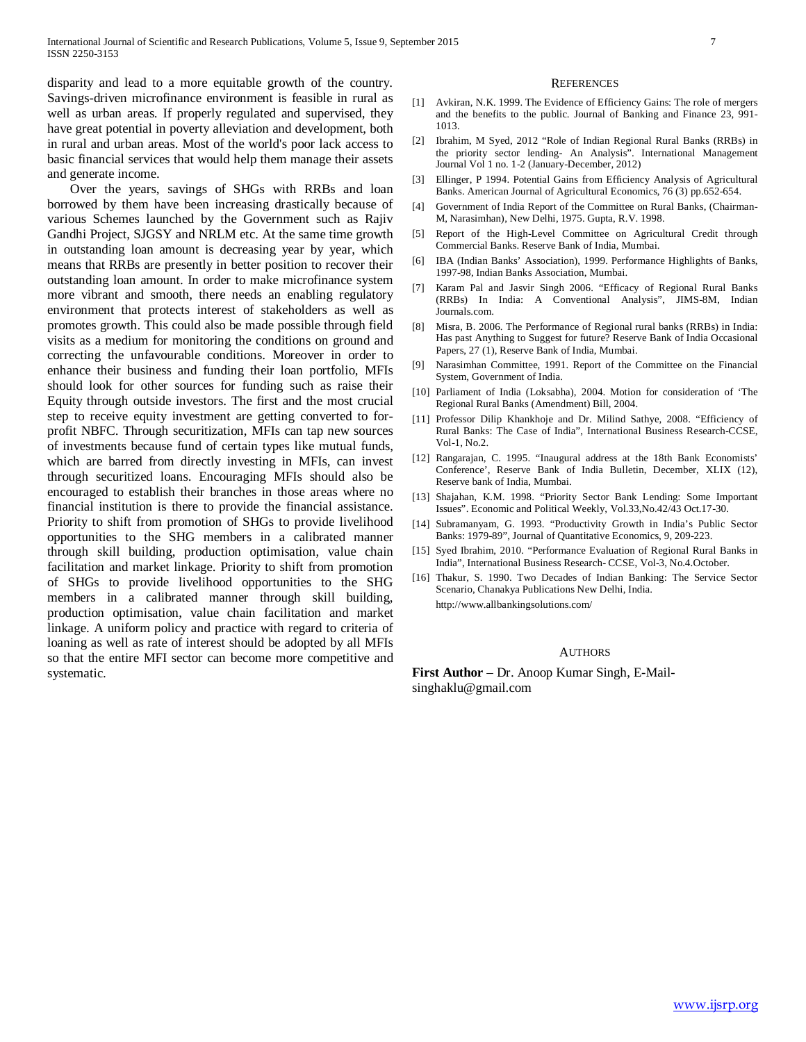disparity and lead to a more equitable growth of the country. Savings-driven microfinance environment is feasible in rural as well as urban areas. If properly regulated and supervised, they have great potential in poverty alleviation and development, both in rural and urban areas. Most of the world's poor lack access to basic financial services that would help them manage their assets and generate income.

Over the years, savings of SHGs with RRBs and loan borrowed by them have been increasing drastically because of various Schemes launched by the Government such as Rajiv Gandhi Project, SJGSY and NRLM etc. At the same time growth in outstanding loan amount is decreasing year by year, which means that RRBs are presently in better position to recover their outstanding loan amount. In order to make microfinance system more vibrant and smooth, there needs an enabling regulatory environment that protects interest of stakeholders as well as promotes growth. This could also be made possible through field visits as a medium for monitoring the conditions on ground and correcting the unfavourable conditions. Moreover in order to enhance their business and funding their loan portfolio, MFIs should look for other sources for funding such as raise their Equity through outside investors. The first and the most crucial step to receive equity investment are getting converted to for-profit NBFC. Through securitization, MFIs can tap new sources of investments because fund of certain types like mutual funds, which are barred from directly investing in MFIs, can invest through securitized loans. Encouraging MFIs should also be encouraged to establish their branches in those areas where no financial institution is there to provide the financial assistance. Priority to shift from promotion of SHGs to provide livelihood opportunities to the SHG members in a calibrated manner through skill building, production optimisation, value chain facilitation and market linkage. Priority to shift from promotion of SHGs to provide livelihood opportunities to the SHG members in a calibrated manner through skill building, production optimisation, value chain facilitation and market linkage. A uniform policy and practice with regard to criteria of loaning as well as rate of interest should be adopted by all MFIs so that the entire MFI sector can become more competitive and systematic.

## REFERENCES

[1] Avkiran, N.K. 1999. The Evidence of Efficiency Gains: The role of mergers and the benefits to the public. Journal of Banking and Finance 23, 991-1013.

[2] Ibrahim, M Syed, 2012 "Role of Indian Regional Rural Banks (RRBs) in the priority sector lending- An Analysis". International Management Journal Vol 1 no. 1-2 (January-December, 2012)

[3] Ellinger, P 1994. Potential Gains from Efficiency Analysis of Agricultural Banks. American Journal of Agricultural Economics, 76 (3) pp.652-654.

[4] Government of India Report of the Committee on Rural Banks, (Chairman-M, Narasimhan), New Delhi, 1975. Gupta, R.V. 1998.

[5] Report of the High-Level Committee on Agricultural Credit through Commercial Banks. Reserve Bank of India, Mumbai.

[6] IBA (Indian Banks' Association), 1999. Performance Highlights of Banks, 1997-98, Indian Banks Association, Mumbai.

[7] Karam Pal and Jasvir Singh 2006. "Efficacy of Regional Rural Banks (RRBs) In India: A Conventional Analysis", JIMS-8M, Indian Journals.com.

[8] Misra, B. 2006. The Performance of Regional rural banks (RRBs) in India: Has past Anything to Suggest for future? Reserve Bank of India Occasional Papers, 27 (1), Reserve Bank of India, Mumbai.

[9] Narasimhan Committee, 1991. Report of the Committee on the Financial System, Government of India.

[10] Parliament of India (Loksabha), 2004. Motion for consideration of 'The Regional Rural Banks (Amendment) Bill, 2004.

[11] Professor Dilip Khankhoje and Dr. Milind Sathye, 2008. "Efficiency of Rural Banks: The Case of India", International Business Research-CCSE, Vol-1, No.2.

[12] Rangarajan, C. 1995. "Inaugural address at the 18th Bank Economists' Conference', Reserve Bank of India Bulletin, December, XLIX (12), Reserve bank of India, Mumbai.

[13] Shajahan, K.M. 1998. "Priority Sector Bank Lending: Some Important Issues". Economic and Political Weekly, Vol.33,No.42/43 Oct.17-30.

[14] Subramanyam, G. 1993. "Productivity Growth in India's Public Sector Banks: 1979-89", Journal of Quantitative Economics, 9, 209-223.

[15] Syed Ibrahim, 2010. "Performance Evaluation of Regional Rural Banks in India", International Business Research- CCSE, Vol-3, No.4.October.

[16] Thakur, S. 1990. Two Decades of Indian Banking: The Service Sector Scenario, Chanakya Publications New Delhi, India.

http://www.allbankingsolutions.com/

## AUTHORS

**First Author** – Dr. Anoop Kumar Singh, E-Mail-singhaklu@gmail.com